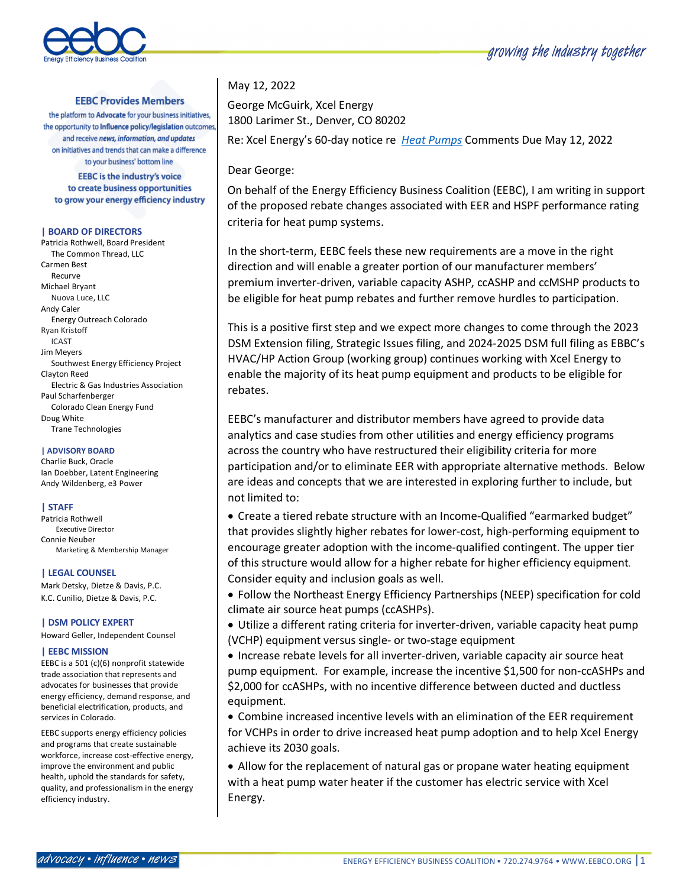growing the industry together

### EEBC Provides Members

the platform to **Advocate** for your business initiatives, the opportunity to **Influence** policy/legislation outcomes, and receive ***news, information, and updates*** on initiatives and trends that can make a difference to your business' bottom line

**EEBC is the industry's voice to create business opportunities to grow your energy efficiency industry**

#### | BOARD OF DIRECTORS

Patricia Rothwell, Board President
The Common Thread, LLC
Carmen Best
Recurve
Michael Bryant
Nuova Luce, LLC
Andy Caler
Energy Outreach Colorado
Ryan Kristoff
ICAST
Jim Meyers
Southwest Energy Efficiency Project
Clayton Reed
Electric & Gas Industries Association
Paul Scharfenberger
Colorado Clean Energy Fund
Doug White
Trane Technologies

#### | ADVISORY BOARD

Charlie Buck, Oracle
Ian Doebber, Latent Engineering
Andy Wildenberg, e3 Power

#### | STAFF

Patricia Rothwell
Executive Director
Connie Neuber
Marketing & Membership Manager

#### | LEGAL COUNSEL

Mark Detsky, Dietze & Davis, P.C.
K.C. Cunilio, Dietze & Davis, P.C.

#### | DSM POLICY EXPERT

Howard Geller, Independent Counsel

#### | EEBC MISSION

EEBC is a 501 (c)(6) nonprofit statewide trade association that represents and advocates for businesses that provide energy efficiency, demand response, and beneficial electrification, products, and services in Colorado.

EEBC supports energy efficiency policies and programs that create sustainable workforce, increase cost-effective energy, improve the environment and public health, uphold the standards for safety, quality, and professionalism in the energy efficiency industry.

---

May 12, 2022

George McGuirk, Xcel Energy
1800 Larimer St., Denver, CO 80202

Re: Xcel Energy's 60-day notice re *Heat Pumps* Comments Due May 12, 2022

Dear George:

On behalf of the Energy Efficiency Business Coalition (EEBC), I am writing in support of the proposed rebate changes associated with EER and HSPF performance rating criteria for heat pump systems.

In the short-term, EEBC feels these new requirements are a move in the right direction and will enable a greater portion of our manufacturer members' premium inverter-driven, variable capacity ASHP, ccASHP and ccMSHP products to be eligible for heat pump rebates and further remove hurdles to participation.

This is a positive first step and we expect more changes to come through the 2023 DSM Extension filing, Strategic Issues filing, and 2024-2025 DSM full filing as EBBC's HVAC/HP Action Group (working group) continues working with Xcel Energy to enable the majority of its heat pump equipment and products to be eligible for rebates.

EEBC's manufacturer and distributor members have agreed to provide data analytics and case studies from other utilities and energy efficiency programs across the country who have restructured their eligibility criteria for more participation and/or to eliminate EER with appropriate alternative methods. Below are ideas and concepts that we are interested in exploring further to include, but not limited to:

- Create a tiered rebate structure with an Income-Qualified "earmarked budget" that provides slightly higher rebates for lower-cost, high-performing equipment to encourage greater adoption with the income-qualified contingent. The upper tier of this structure would allow for a higher rebate for higher efficiency equipment. Consider equity and inclusion goals as well.
- Follow the Northeast Energy Efficiency Partnerships (NEEP) specification for cold climate air source heat pumps (ccASHPs).
- Utilize a different rating criteria for inverter-driven, variable capacity heat pump (VCHP) equipment versus single- or two-stage equipment
- Increase rebate levels for all inverter-driven, variable capacity air source heat pump equipment. For example, increase the incentive $1,500 for non-ccASHPs and $2,000 for ccASHPs, with no incentive difference between ducted and ductless equipment.
- Combine increased incentive levels with an elimination of the EER requirement for VCHPs in order to drive increased heat pump adoption and to help Xcel Energy achieve its 2030 goals.
- Allow for the replacement of natural gas or propane water heating equipment with a heat pump water heater if the customer has electric service with Xcel Energy.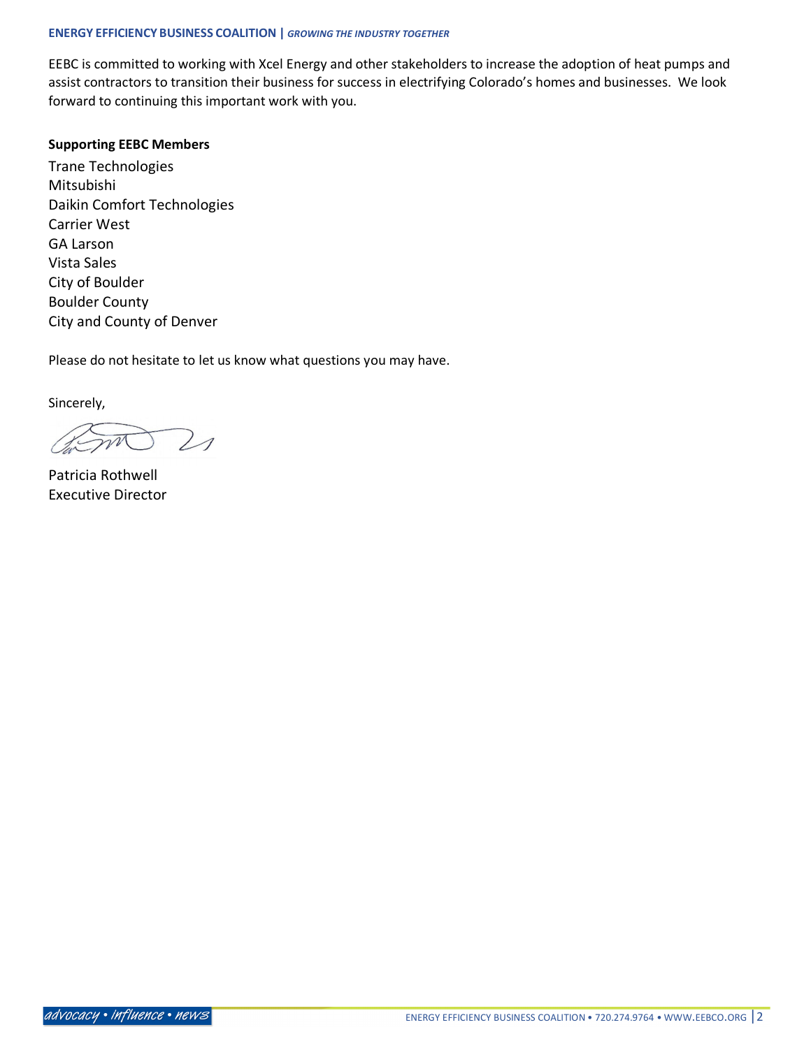EEBC is committed to working with Xcel Energy and other stakeholders to increase the adoption of heat pumps and assist contractors to transition their business for success in electrifying Colorado's homes and businesses. We look forward to continuing this important work with you.

**Supporting EEBC Members**

Trane Technologies
Mitsubishi
Daikin Comfort Technologies
Carrier West
GA Larson
Vista Sales
City of Boulder
Boulder County
City and County of Denver

Please do not hesitate to let us know what questions you may have.

Sincerely,

Patricia Rothwell
Executive Director